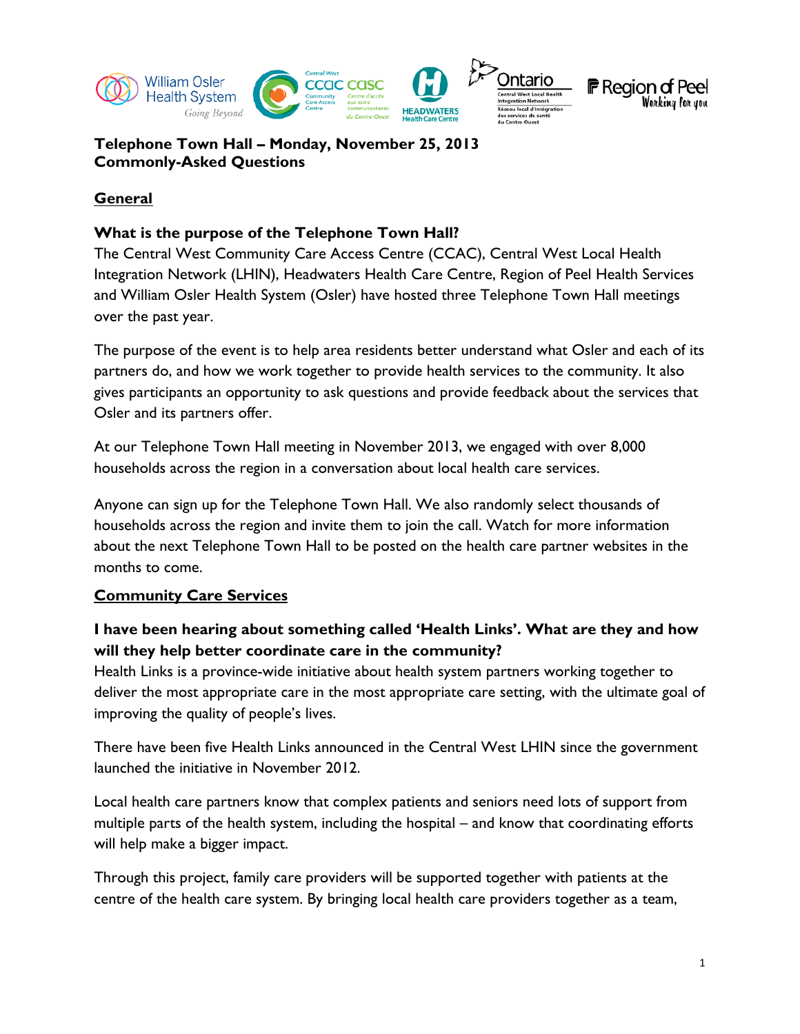**Telephone Town Hall – Monday, November 25, 2013**
**Commonly-Asked Questions**

## General

### What is the purpose of the Telephone Town Hall?

The Central West Community Care Access Centre (CCAC), Central West Local Health Integration Network (LHIN), Headwaters Health Care Centre, Region of Peel Health Services and William Osler Health System (Osler) have hosted three Telephone Town Hall meetings over the past year.

The purpose of the event is to help area residents better understand what Osler and each of its partners do, and how we work together to provide health services to the community. It also gives participants an opportunity to ask questions and provide feedback about the services that Osler and its partners offer.

At our Telephone Town Hall meeting in November 2013, we engaged with over 8,000 households across the region in a conversation about local health care services.

Anyone can sign up for the Telephone Town Hall. We also randomly select thousands of households across the region and invite them to join the call. Watch for more information about the next Telephone Town Hall to be posted on the health care partner websites in the months to come.

## Community Care Services

### I have been hearing about something called 'Health Links'. What are they and how will they help better coordinate care in the community?

Health Links is a province-wide initiative about health system partners working together to deliver the most appropriate care in the most appropriate care setting, with the ultimate goal of improving the quality of people's lives.

There have been five Health Links announced in the Central West LHIN since the government launched the initiative in November 2012.

Local health care partners know that complex patients and seniors need lots of support from multiple parts of the health system, including the hospital – and know that coordinating efforts will help make a bigger impact.

Through this project, family care providers will be supported together with patients at the centre of the health care system. By bringing local health care providers together as a team,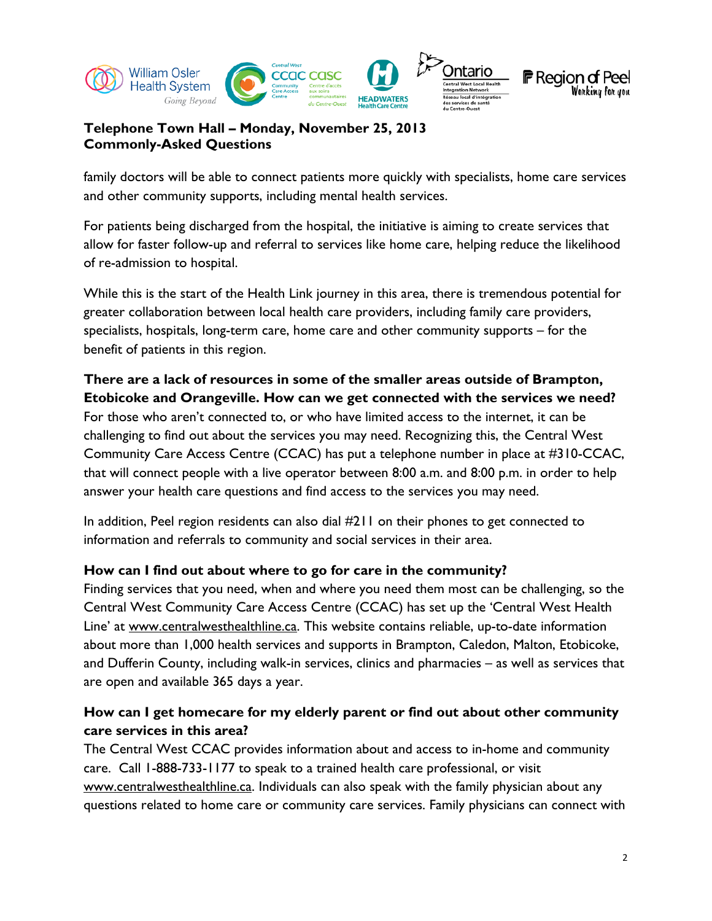family doctors will be able to connect patients more quickly with specialists, home care services and other community supports, including mental health services.

For patients being discharged from the hospital, the initiative is aiming to create services that allow for faster follow-up and referral to services like home care, helping reduce the likelihood of re-admission to hospital.

While this is the start of the Health Link journey in this area, there is tremendous potential for greater collaboration between local health care providers, including family care providers, specialists, hospitals, long-term care, home care and other community supports – for the benefit of patients in this region.

**There are a lack of resources in some of the smaller areas outside of Brampton, Etobicoke and Orangeville. How can we get connected with the services we need?**
For those who aren't connected to, or who have limited access to the internet, it can be challenging to find out about the services you may need. Recognizing this, the Central West Community Care Access Centre (CCAC) has put a telephone number in place at #310-CCAC, that will connect people with a live operator between 8:00 a.m. and 8:00 p.m. in order to help answer your health care questions and find access to the services you may need.

In addition, Peel region residents can also dial #211 on their phones to get connected to information and referrals to community and social services in their area.

**How can I find out about where to go for care in the community?**
Finding services that you need, when and where you need them most can be challenging, so the Central West Community Care Access Centre (CCAC) has set up the 'Central West Health Line' at www.centralwesthealthline.ca. This website contains reliable, up-to-date information about more than 1,000 health services and supports in Brampton, Caledon, Malton, Etobicoke, and Dufferin County, including walk-in services, clinics and pharmacies – as well as services that are open and available 365 days a year.

**How can I get homecare for my elderly parent or find out about other community care services in this area?**
The Central West CCAC provides information about and access to in-home and community care. Call 1-888-733-1177 to speak to a trained health care professional, or visit www.centralwesthealthline.ca. Individuals can also speak with the family physician about any questions related to home care or community care services. Family physicians can connect with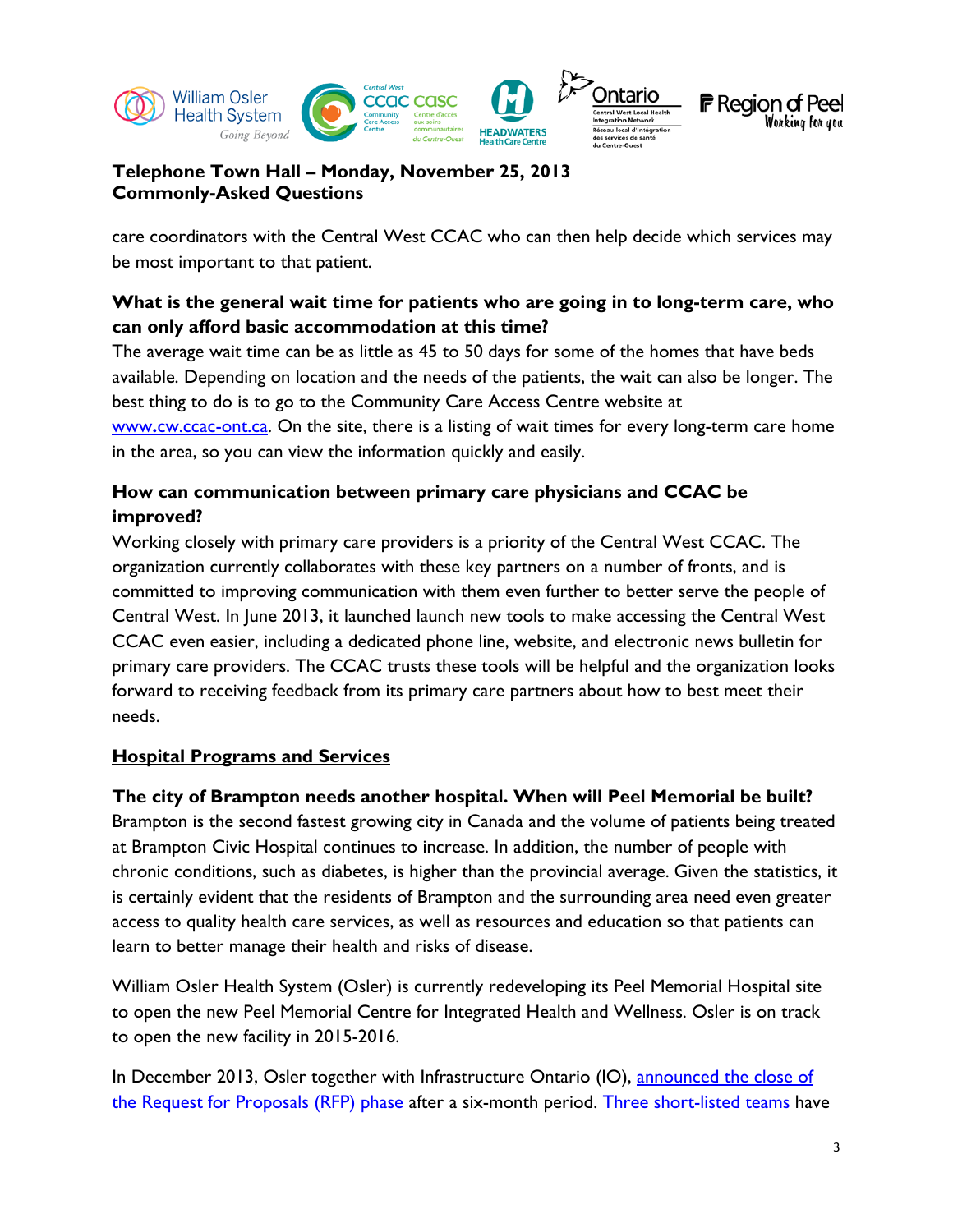care coordinators with the Central West CCAC who can then help decide which services may be most important to that patient.

**What is the general wait time for patients who are going in to long-term care, who can only afford basic accommodation at this time?**

The average wait time can be as little as 45 to 50 days for some of the homes that have beds available. Depending on location and the needs of the patients, the wait can also be longer. The best thing to do is to go to the Community Care Access Centre website at [www.cw.ccac-ont.ca](www.cw.ccac-ont.ca). On the site, there is a listing of wait times for every long-term care home in the area, so you can view the information quickly and easily.

**How can communication between primary care physicians and CCAC be improved?**

Working closely with primary care providers is a priority of the Central West CCAC. The organization currently collaborates with these key partners on a number of fronts, and is committed to improving communication with them even further to better serve the people of Central West. In June 2013, it launched launch new tools to make accessing the Central West CCAC even easier, including a dedicated phone line, website, and electronic news bulletin for primary care providers. The CCAC trusts these tools will be helpful and the organization looks forward to receiving feedback from its primary care partners about how to best meet their needs.

## Hospital Programs and Services

**The city of Brampton needs another hospital. When will Peel Memorial be built?**

Brampton is the second fastest growing city in Canada and the volume of patients being treated at Brampton Civic Hospital continues to increase. In addition, the number of people with chronic conditions, such as diabetes, is higher than the provincial average. Given the statistics, it is certainly evident that the residents of Brampton and the surrounding area need even greater access to quality health care services, as well as resources and education so that patients can learn to better manage their health and risks of disease.

William Osler Health System (Osler) is currently redeveloping its Peel Memorial Hospital site to open the new Peel Memorial Centre for Integrated Health and Wellness. Osler is on track to open the new facility in 2015-2016.

In December 2013, Osler together with Infrastructure Ontario (IO), announced the close of the Request for Proposals (RFP) phase after a six-month period. Three short-listed teams have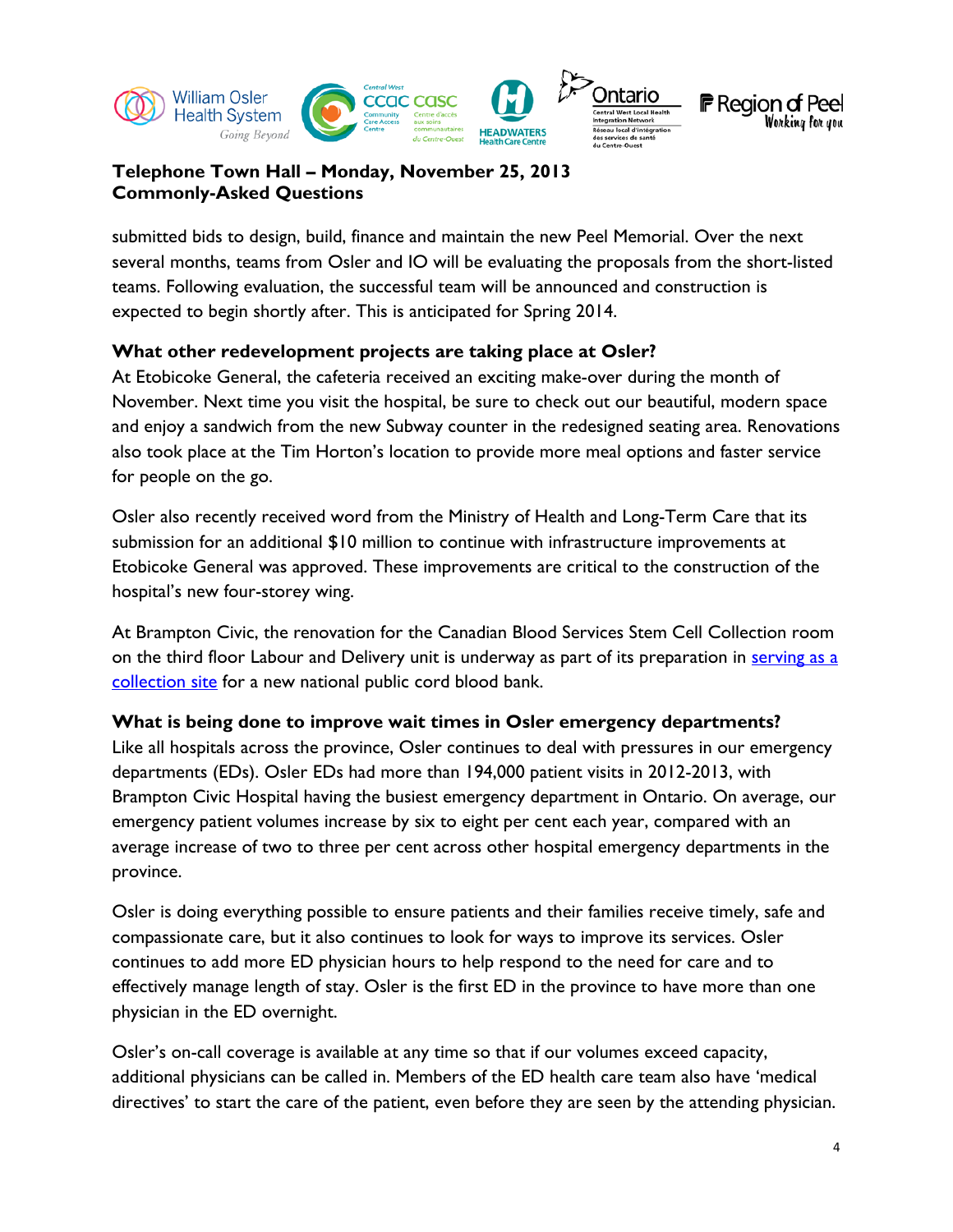submitted bids to design, build, finance and maintain the new Peel Memorial. Over the next several months, teams from Osler and IO will be evaluating the proposals from the short-listed teams. Following evaluation, the successful team will be announced and construction is expected to begin shortly after. This is anticipated for Spring 2014.

### What other redevelopment projects are taking place at Osler?

At Etobicoke General, the cafeteria received an exciting make-over during the month of November. Next time you visit the hospital, be sure to check out our beautiful, modern space and enjoy a sandwich from the new Subway counter in the redesigned seating area. Renovations also took place at the Tim Horton's location to provide more meal options and faster service for people on the go.

Osler also recently received word from the Ministry of Health and Long-Term Care that its submission for an additional $10 million to continue with infrastructure improvements at Etobicoke General was approved. These improvements are critical to the construction of the hospital's new four-storey wing.

At Brampton Civic, the renovation for the Canadian Blood Services Stem Cell Collection room on the third floor Labour and Delivery unit is underway as part of its preparation in serving as a collection site for a new national public cord blood bank.

### What is being done to improve wait times in Osler emergency departments?

Like all hospitals across the province, Osler continues to deal with pressures in our emergency departments (EDs). Osler EDs had more than 194,000 patient visits in 2012-2013, with Brampton Civic Hospital having the busiest emergency department in Ontario. On average, our emergency patient volumes increase by six to eight per cent each year, compared with an average increase of two to three per cent across other hospital emergency departments in the province.

Osler is doing everything possible to ensure patients and their families receive timely, safe and compassionate care, but it also continues to look for ways to improve its services. Osler continues to add more ED physician hours to help respond to the need for care and to effectively manage length of stay. Osler is the first ED in the province to have more than one physician in the ED overnight.

Osler's on-call coverage is available at any time so that if our volumes exceed capacity, additional physicians can be called in. Members of the ED health care team also have 'medical directives' to start the care of the patient, even before they are seen by the attending physician.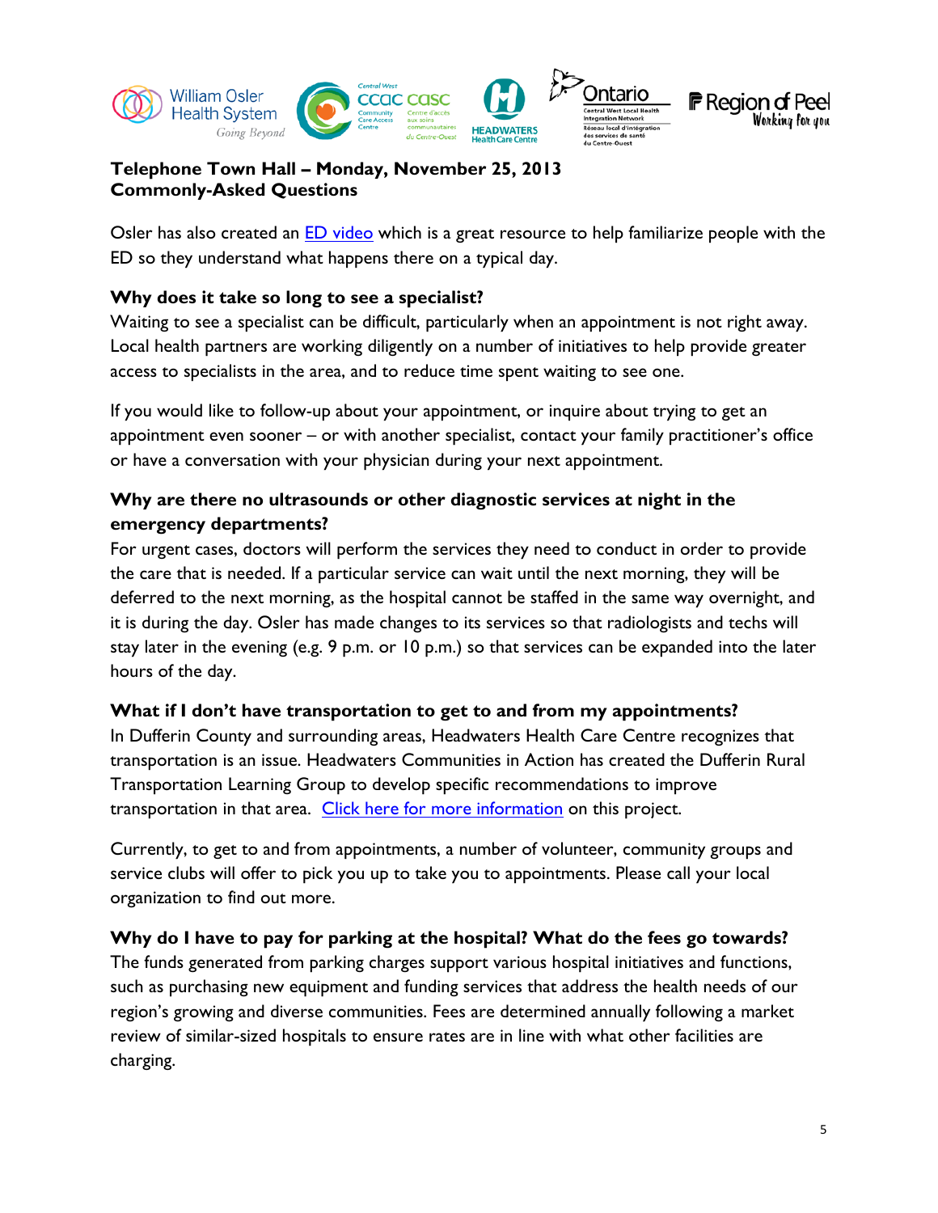**Telephone Town Hall – Monday, November 25, 2013**
**Commonly-Asked Questions**

Osler has also created an ED video which is a great resource to help familiarize people with the ED so they understand what happens there on a typical day.

### Why does it take so long to see a specialist?

Waiting to see a specialist can be difficult, particularly when an appointment is not right away. Local health partners are working diligently on a number of initiatives to help provide greater access to specialists in the area, and to reduce time spent waiting to see one.

If you would like to follow-up about your appointment, or inquire about trying to get an appointment even sooner – or with another specialist, contact your family practitioner's office or have a conversation with your physician during your next appointment.

### Why are there no ultrasounds or other diagnostic services at night in the emergency departments?

For urgent cases, doctors will perform the services they need to conduct in order to provide the care that is needed. If a particular service can wait until the next morning, they will be deferred to the next morning, as the hospital cannot be staffed in the same way overnight, and it is during the day. Osler has made changes to its services so that radiologists and techs will stay later in the evening (e.g. 9 p.m. or 10 p.m.) so that services can be expanded into the later hours of the day.

### What if I don't have transportation to get to and from my appointments?

In Dufferin County and surrounding areas, Headwaters Health Care Centre recognizes that transportation is an issue. Headwaters Communities in Action has created the Dufferin Rural Transportation Learning Group to develop specific recommendations to improve transportation in that area. Click here for more information on this project.

Currently, to get to and from appointments, a number of volunteer, community groups and service clubs will offer to pick you up to take you to appointments. Please call your local organization to find out more.

### Why do I have to pay for parking at the hospital? What do the fees go towards?

The funds generated from parking charges support various hospital initiatives and functions, such as purchasing new equipment and funding services that address the health needs of our region's growing and diverse communities. Fees are determined annually following a market review of similar-sized hospitals to ensure rates are in line with what other facilities are charging.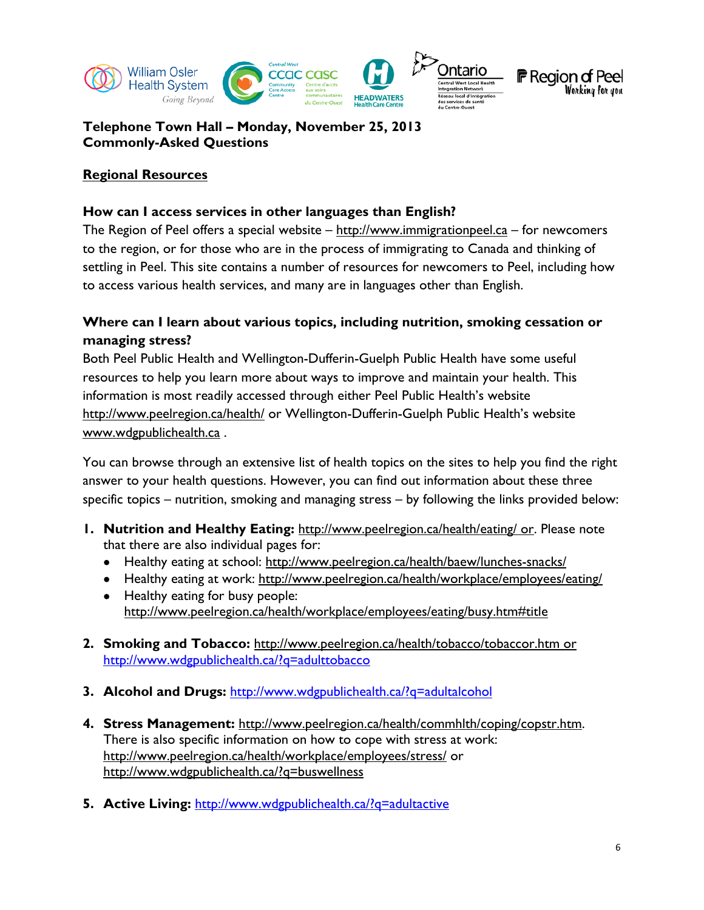**Telephone Town Hall – Monday, November 25, 2013**
**Commonly-Asked Questions**

## Regional Resources

### How can I access services in other languages than English?

The Region of Peel offers a special website – http://www.immigrationpeel.ca – for newcomers to the region, or for those who are in the process of immigrating to Canada and thinking of settling in Peel. This site contains a number of resources for newcomers to Peel, including how to access various health services, and many are in languages other than English.

### Where can I learn about various topics, including nutrition, smoking cessation or managing stress?

Both Peel Public Health and Wellington-Dufferin-Guelph Public Health have some useful resources to help you learn more about ways to improve and maintain your health. This information is most readily accessed through either Peel Public Health's website http://www.peelregion.ca/health/ or Wellington-Dufferin-Guelph Public Health's website www.wdgpublichealth.ca .

You can browse through an extensive list of health topics on the sites to help you find the right answer to your health questions. However, you can find out information about these three specific topics – nutrition, smoking and managing stress – by following the links provided below:

1. **Nutrition and Healthy Eating:** http://www.peelregion.ca/health/eating/ or. Please note that there are also individual pages for:
   - Healthy eating at school: http://www.peelregion.ca/health/baew/lunches-snacks/
   - Healthy eating at work: http://www.peelregion.ca/health/workplace/employees/eating/
   - Healthy eating for busy people: http://www.peelregion.ca/health/workplace/employees/eating/busy.htm#title
2. **Smoking and Tobacco:** http://www.peelregion.ca/health/tobacco/tobaccor.htm or http://www.wdgpublichealth.ca/?q=adulttobacco
3. **Alcohol and Drugs:** http://www.wdgpublichealth.ca/?q=adultalcohol
4. **Stress Management:** http://www.peelregion.ca/health/commhlth/coping/copstr.htm. There is also specific information on how to cope with stress at work: http://www.peelregion.ca/health/workplace/employees/stress/ or http://www.wdgpublichealth.ca/?q=buswellness
5. **Active Living:** http://www.wdgpublichealth.ca/?q=adultactive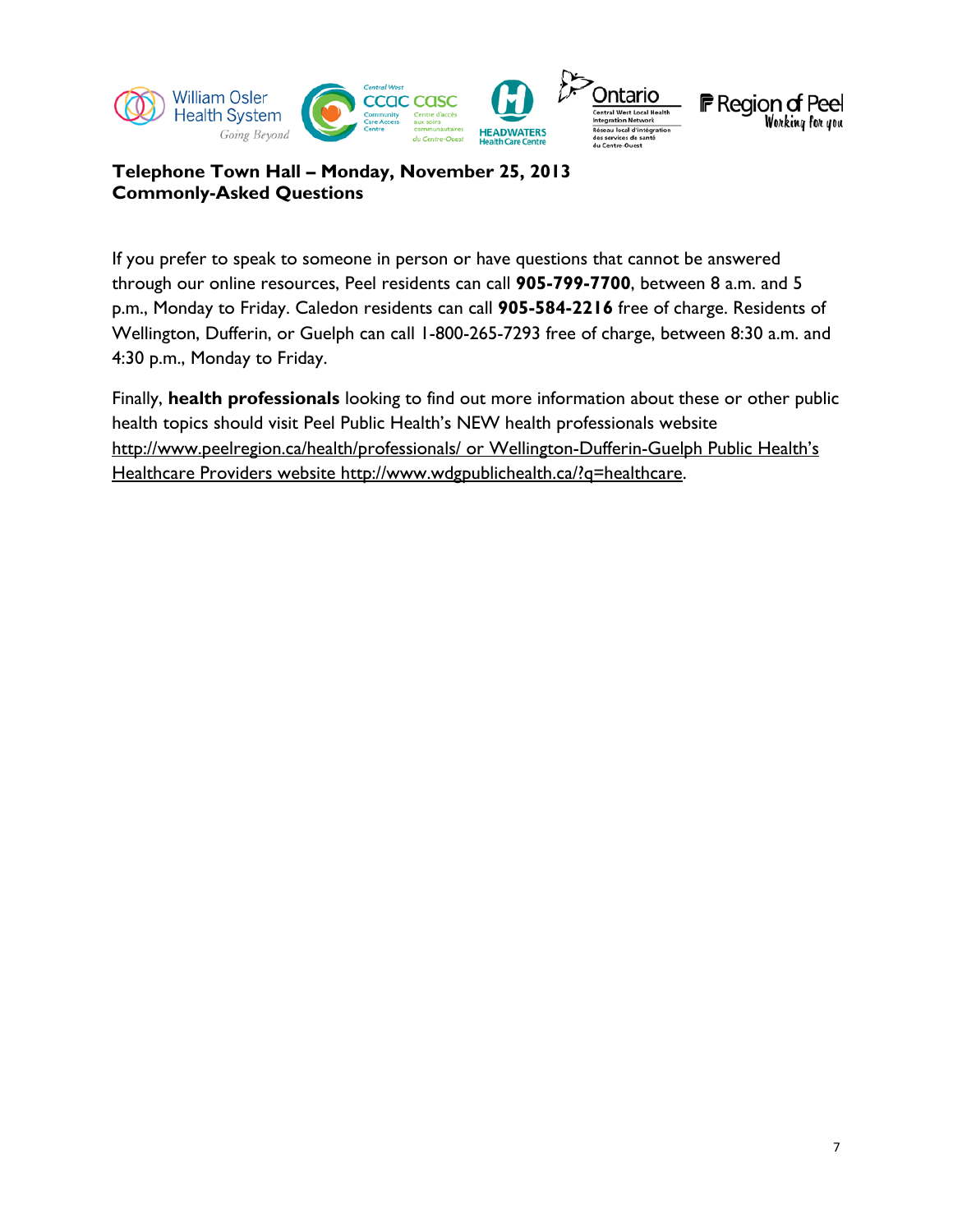**Telephone Town Hall – Monday, November 25, 2013**
**Commonly-Asked Questions**

If you prefer to speak to someone in person or have questions that cannot be answered through our online resources, Peel residents can call **905-799-7700**, between 8 a.m. and 5 p.m., Monday to Friday. Caledon residents can call **905-584-2216** free of charge. Residents of Wellington, Dufferin, or Guelph can call 1-800-265-7293 free of charge, between 8:30 a.m. and 4:30 p.m., Monday to Friday.

Finally, **health professionals** looking to find out more information about these or other public health topics should visit Peel Public Health's NEW health professionals website http://www.peelregion.ca/health/professionals/ or Wellington-Dufferin-Guelph Public Health's Healthcare Providers website http://www.wdgpublichealth.ca/?q=healthcare.